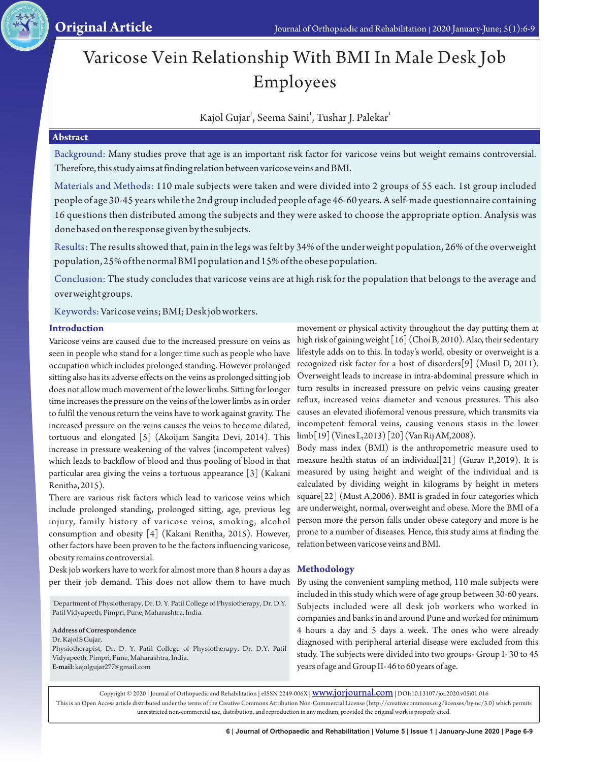Original Article

# Varicose Vein Relationship With BMI In Male Desk Job Employees

Kajol Gujar[1], Seema Saini[1], Tushar J. Palekar[1]

## Abstract

**Background:** Many studies prove that age is an important risk factor for varicose veins but weight remains controversial. Therefore, this study aims at finding relation between varicose veins and BMI.

**Materials and Methods:** 110 male subjects were taken and were divided into 2 groups of 55 each. 1st group included people of age 30-45 years while the 2nd group included people of age 46-60 years. A self-made questionnaire containing 16 questions then distributed among the subjects and they were asked to choose the appropriate option. Analysis was done based on the response given by the subjects.

**Results:** The results showed that, pain in the legs was felt by 34% of the underweight population, 26% of the overweight population, 25% of the normal BMI population and 15% of the obese population.

**Conclusion:** The study concludes that varicose veins are at high risk for the population that belongs to the average and overweight groups.

**Keywords:** Varicose veins; BMI; Desk job workers.

## Introduction

Varicose veins are caused due to the increased pressure on veins as seen in people who stand for a longer time such as people who have occupation which includes prolonged standing. However prolonged sitting also has its adverse effects on the veins as prolonged sitting job does not allow much movement of the lower limbs. Sitting for longer time increases the pressure on the veins of the lower limbs as in order to fulfil the venous return the veins have to work against gravity. The increased pressure on the veins causes the veins to become dilated, tortuous and elongated [5] (Akoijam Sangita Devi, 2014). This increase in pressure weakening of the valves (incompetent valves) which leads to backflow of blood and thus pooling of blood in that particular area giving the veins a tortuous appearance [3] (Kakani Renitha, 2015).

There are various risk factors which lead to varicose veins which include prolonged standing, prolonged sitting, age, previous leg injury, family history of varicose veins, smoking, alcohol consumption and obesity [4] (Kakani Renitha, 2015). However, other factors have been proven to be the factors influencing varicose, obesity remains controversial.

Desk job workers have to work for almost more than 8 hours a day as per their job demand. This does not allow them to have much movement or physical activity throughout the day putting them at high risk of gaining weight [16] (Choi B, 2010). Also, their sedentary lifestyle adds on to this. In today's world, obesity or overweight is a recognized risk factor for a host of disorders[9] (Musil D, 2011). Overweight leads to increase in intra-abdominal pressure which in turn results in increased pressure on pelvic veins causing greater reflux, increased veins diameter and venous pressures. This also causes an elevated iliofemoral venous pressure, which transmits via incompetent femoral veins, causing venous stasis in the lower limb[19] (Vines L,2013) [20] (Van Rij AM,2008).

Body mass index (BMI) is the anthropometric measure used to measure health status of an individual[21] (Gurav P.,2019). It is measured by using height and weight of the individual and is calculated by dividing weight in kilograms by height in meters square[22] (Must A,2006). BMI is graded in four categories which are underweight, normal, overweight and obese. More the BMI of a person more the person falls under obese category and more is he prone to a number of diseases. Hence, this study aims at finding the relation between varicose veins and BMI.

## Methodology

By using the convenient sampling method, 110 male subjects were included in this study which were of age group between 30-60 years. Subjects included were all desk job workers who worked in companies and banks in and around Pune and worked for minimum 4 hours a day and 5 days a week. The ones who were already diagnosed with peripheral arterial disease were excluded from this study. The subjects were divided into two groups- Group I- 30 to 45 years of age and Group II- 46 to 60 years of age.

[1]Department of Physiotherapy, Dr. D. Y. Patil College of Physiotherapy, Dr. D.Y. Patil Vidyapeeth, Pimpri, Pune, Maharashtra, India.

**Address of Correspondence**
Dr. Kajol S Gujar,
Physiotherapist, Dr. D. Y. Patil College of Physiotherapy, Dr. D.Y. Patil Vidyapeeth, Pimpri, Pune, Maharashtra, India.
**E-mail:** kajolgujar277@gmail.com

Copyright © 2020 | Journal of Orthopaedic and Rehabilitation | eISSN 2249-006X | www.jorjournal.com | DOI:10.13107/jor.2020.v05i01.016
This is an Open Access article distributed under the terms of the Creative Commons Attribution Non-Commercial License (http://creativecommons.org/licenses/by-nc/3.0) which permits unrestricted non-commercial use, distribution, and reproduction in any medium, provided the original work is properly cited.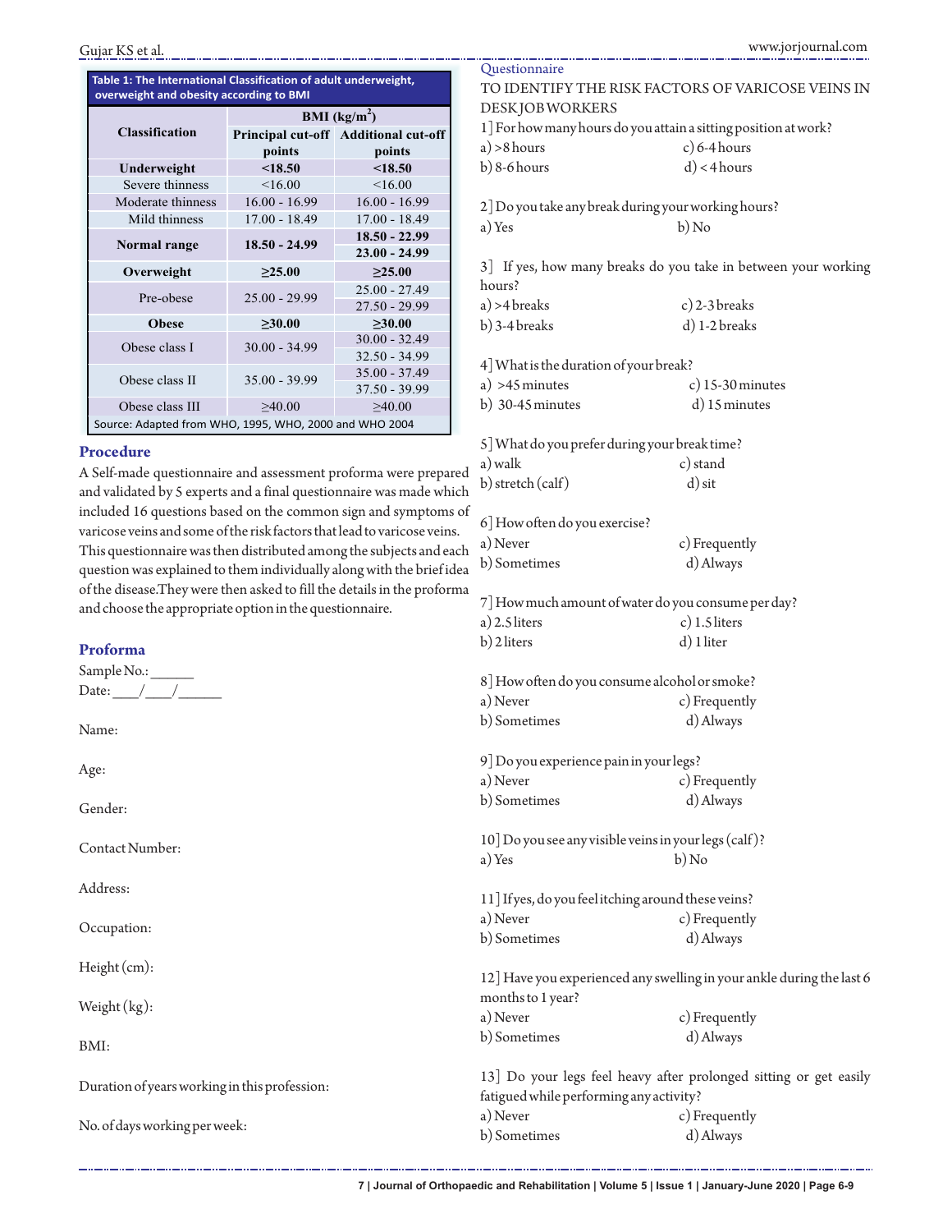**Table 1: The International Classification of adult underweight, overweight and obesity according to BMI**

| Classification | BMI (kg/m$^2$) | |
|---|---|---|
| | Principal cut-off points | Additional cut-off points |
| **Underweight** | **<18.50** | **<18.50** |
| Severe thinness | <16.00 | <16.00 |
| Moderate thinness | 16.00 - 16.99 | 16.00 - 16.99 |
| Mild thinness | 17.00 - 18.49 | 17.00 - 18.49 |
| **Normal range** | **18.50 - 24.99** | **18.50 - 22.99** |
| | | **23.00 - 24.99** |
| **Overweight** | **≥25.00** | **≥25.00** |
| Pre-obese | 25.00 - 29.99 | 25.00 - 27.49 |
| | | 27.50 - 29.99 |
| **Obese** | **≥30.00** | **≥30.00** |
| Obese class I | 30.00 - 34.99 | 30.00 - 32.49 |
| | | 32.50 - 34.99 |
| Obese class II | 35.00 - 39.99 | 35.00 - 37.49 |
| | | 37.50 - 39.99 |
| Obese class III | ≥40.00 | ≥40.00 |

Source: Adapted from WHO, 1995, WHO, 2000 and WHO 2004

## Procedure

A Self-made questionnaire and assessment proforma were prepared and validated by 5 experts and a final questionnaire was made which included 16 questions based on the common sign and symptoms of varicose veins and some of the risk factors that lead to varicose veins. This questionnaire was then distributed among the subjects and each question was explained to them individually along with the brief idea of the disease.They were then asked to fill the details in the proforma and choose the appropriate option in the questionnaire.

## Proforma

Sample No.: ______

Date: ___/___/_____

Name:

Age:

Gender:

Contact Number:

Address:

Occupation:

Height (cm):

Weight (kg):

BMI:

Duration of years working in this profession:

No. of days working per week:

## Questionnaire

TO IDENTIFY THE RISK FACTORS OF VARICOSE VEINS IN DESK JOB WORKERS

1] For how many hours do you attain a sitting position at work?
a) >8 hours c) 6-4 hours
b) 8-6 hours d) < 4 hours

2] Do you take any break during your working hours?
a) Yes b) No

3] If yes, how many breaks do you take in between your working hours?
a) >4 breaks c) 2-3 breaks
b) 3-4 breaks d) 1-2 breaks

4] What is the duration of your break?
a) >45 minutes c) 15-30 minutes
b) 30-45 minutes d) 15 minutes

5] What do you prefer during your break time?
a) walk c) stand
b) stretch (calf) d) sit

6] How often do you exercise?
a) Never c) Frequently
b) Sometimes d) Always

7] How much amount of water do you consume per day?
a) 2.5 liters c) 1.5 liters
b) 2 liters d) 1 liter

8] How often do you consume alcohol or smoke?
a) Never c) Frequently
b) Sometimes d) Always

9] Do you experience pain in your legs?
a) Never c) Frequently
b) Sometimes d) Always

10] Do you see any visible veins in your legs (calf)?
a) Yes b) No

11] If yes, do you feel itching around these veins?
a) Never c) Frequently
b) Sometimes d) Always

12] Have you experienced any swelling in your ankle during the last 6 months to 1 year?
a) Never c) Frequently
b) Sometimes d) Always

13] Do your legs feel heavy after prolonged sitting or get easily fatigued while performing any activity?
a) Never c) Frequently
b) Sometimes d) Always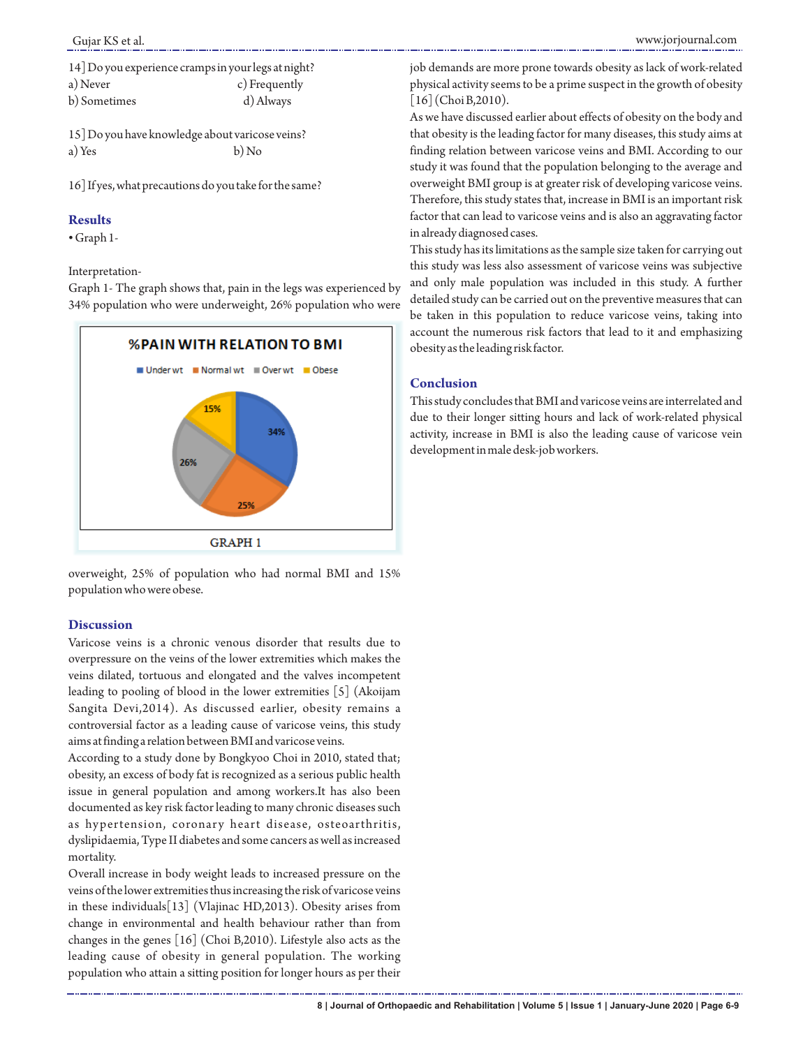14] Do you experience cramps in your legs at night?
a) Never
b) Sometimes
c) Frequently
d) Always

15] Do you have knowledge about varicose veins?
a) Yes
b) No

16] If yes, what precautions do you take for the same?

## Results

• Graph 1-

Interpretation-

Graph 1- The graph shows that, pain in the legs was experienced by 34% population who were underweight, 26% population who were overweight, 25% of population who had normal BMI and 15% population who were obese.

%PAIN WITH RELATION TO BMI

Under wt
Normal wt
Over wt
Obese

34%
25%
26%
15%

GRAPH 1

## Discussion

Varicose veins is a chronic venous disorder that results due to overpressure on the veins of the lower extremities which makes the veins dilated, tortuous and elongated and the valves incompetent leading to pooling of blood in the lower extremities [5] (Akoijam Sangita Devi,2014). As discussed earlier, obesity remains a controversial factor as a leading cause of varicose veins, this study aims at finding a relation between BMI and varicose veins.

According to a study done by Bongkyoo Choi in 2010, stated that; obesity, an excess of body fat is recognized as a serious public health issue in general population and among workers.It has also been documented as key risk factor leading to many chronic diseases such as hypertension, coronary heart disease, osteoarthritis, dyslipidaemia, Type II diabetes and some cancers as well as increased mortality.

Overall increase in body weight leads to increased pressure on the veins of the lower extremities thus increasing the risk of varicose veins in these individuals[13] (Vlajinac HD,2013). Obesity arises from change in environmental and health behaviour rather than from changes in the genes [16] (Choi B,2010). Lifestyle also acts as the leading cause of obesity in general population. The working population who attain a sitting position for longer hours as per their job demands are more prone towards obesity as lack of work-related physical activity seems to be a prime suspect in the growth of obesity [16] (Choi B,2010).

As we have discussed earlier about effects of obesity on the body and that obesity is the leading factor for many diseases, this study aims at finding relation between varicose veins and BMI. According to our study it was found that the population belonging to the average and overweight BMI group is at greater risk of developing varicose veins. Therefore, this study states that, increase in BMI is an important risk factor that can lead to varicose veins and is also an aggravating factor in already diagnosed cases.

This study has its limitations as the sample size taken for carrying out this study was less also assessment of varicose veins was subjective and only male population was included in this study. A further detailed study can be carried out on the preventive measures that can be taken in this population to reduce varicose veins, taking into account the numerous risk factors that lead to it and emphasizing obesity as the leading risk factor.

## Conclusion

This study concludes that BMI and varicose veins are interrelated and due to their longer sitting hours and lack of work-related physical activity, increase in BMI is also the leading cause of varicose vein development in male desk-job workers.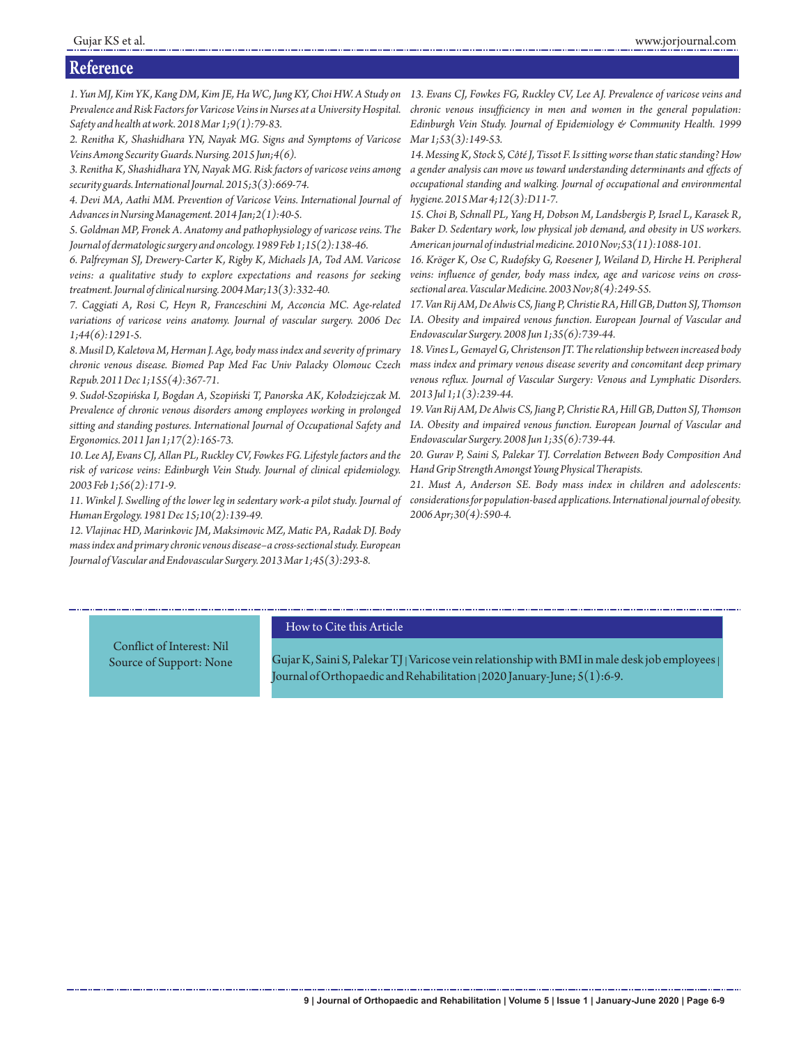## Reference

*1. Yun MJ, Kim YK, Kang DM, Kim JE, Ha WC, Jung KY, Choi HW. A Study on Prevalence and Risk Factors for Varicose Veins in Nurses at a University Hospital. Safety and health at work. 2018 Mar 1;9(1):79-83.*

*2. Renitha K, Shashidhara YN, Nayak MG. Signs and Symptoms of Varicose Veins Among Security Guards. Nursing. 2015 Jun;4(6).*

*3. Renitha K, Shashidhara YN, Nayak MG. Risk factors of varicose veins among security guards. International Journal. 2015;3(3):669-74.*

*4. Devi MA, Aathi MM. Prevention of Varicose Veins. International Journal of Advances in Nursing Management. 2014 Jan;2(1):40-5.*

*5. Goldman MP, Fronek A. Anatomy and pathophysiology of varicose veins. The Journal of dermatologic surgery and oncology. 1989 Feb 1;15(2):138-46.*

*6. Palfreyman SJ, Drewery-Carter K, Rigby K, Michaels JA, Tod AM. Varicose veins: a qualitative study to explore expectations and reasons for seeking treatment. Journal of clinical nursing. 2004 Mar;13(3):332-40.*

*7. Caggiati A, Rosi C, Heyn R, Franceschini M, Acconcia MC. Age-related variations of varicose veins anatomy. Journal of vascular surgery. 2006 Dec 1;44(6):1291-5.*

*8. Musil D, Kaletova M, Herman J. Age, body mass index and severity of primary chronic venous disease. Biomed Pap Med Fac Univ Palacky Olomouc Czech Repub. 2011 Dec 1;155(4):367-71.*

*9. Sudoł-Szopińska I, Bogdan A, Szopiński T, Panorska AK, Kołodziejczak M. Prevalence of chronic venous disorders among employees working in prolonged sitting and standing postures. International Journal of Occupational Safety and Ergonomics. 2011 Jan 1;17(2):165-73.*

*10. Lee AJ, Evans CJ, Allan PL, Ruckley CV, Fowkes FG. Lifestyle factors and the risk of varicose veins: Edinburgh Vein Study. Journal of clinical epidemiology. 2003 Feb 1;56(2):171-9.*

*11. Winkel J. Swelling of the lower leg in sedentary work-a pilot study. Journal of Human Ergology. 1981 Dec 15;10(2):139-49.*

*12. Vlajinac HD, Marinkovic JM, Maksimovic MZ, Matic PA, Radak DJ. Body mass index and primary chronic venous disease–a cross-sectional study. European Journal of Vascular and Endovascular Surgery. 2013 Mar 1;45(3):293-8.*

*13. Evans CJ, Fowkes FG, Ruckley CV, Lee AJ. Prevalence of varicose veins and chronic venous insufficiency in men and women in the general population: Edinburgh Vein Study. Journal of Epidemiology & Community Health. 1999 Mar 1;53(3):149-53.*

*14. Messing K, Stock S, Côté J, Tissot F. Is sitting worse than static standing? How a gender analysis can move us toward understanding determinants and effects of occupational standing and walking. Journal of occupational and environmental hygiene. 2015 Mar 4;12(3):D11-7.*

*15. Choi B, Schnall PL, Yang H, Dobson M, Landsbergis P, Israel L, Karasek R, Baker D. Sedentary work, low physical job demand, and obesity in US workers. American journal of industrial medicine. 2010 Nov;53(11):1088-101.*

*16. Kröger K, Ose C, Rudofsky G, Roesener J, Weiland D, Hirche H. Peripheral veins: influence of gender, body mass index, age and varicose veins on cross-sectional area. Vascular Medicine. 2003 Nov;8(4):249-55.*

*17. Van Rij AM, De Alwis CS, Jiang P, Christie RA, Hill GB, Dutton SJ, Thomson IA. Obesity and impaired venous function. European Journal of Vascular and Endovascular Surgery. 2008 Jun 1;35(6):739-44.*

*18. Vines L, Gemayel G, Christenson JT. The relationship between increased body mass index and primary venous disease severity and concomitant deep primary venous reflux. Journal of Vascular Surgery: Venous and Lymphatic Disorders. 2013 Jul 1;1(3):239-44.*

*19. Van Rij AM, De Alwis CS, Jiang P, Christie RA, Hill GB, Dutton SJ, Thomson IA. Obesity and impaired venous function. European Journal of Vascular and Endovascular Surgery. 2008 Jun 1;35(6):739-44.*

*20. Gurav P, Saini S, Palekar TJ. Correlation Between Body Composition And Hand Grip Strength Amongst Young Physical Therapists.*

*21. Must A, Anderson SE. Body mass index in children and adolescents: considerations for population-based applications. International journal of obesity. 2006 Apr;30(4):590-4.*

Conflict of Interest: Nil
Source of Support: None

**How to Cite this Article**

Gujar K, Saini S, Palekar TJ | Varicose vein relationship with BMI in male desk job employees | Journal of Orthopaedic and Rehabilitation | 2020 January-June; 5(1):6-9.